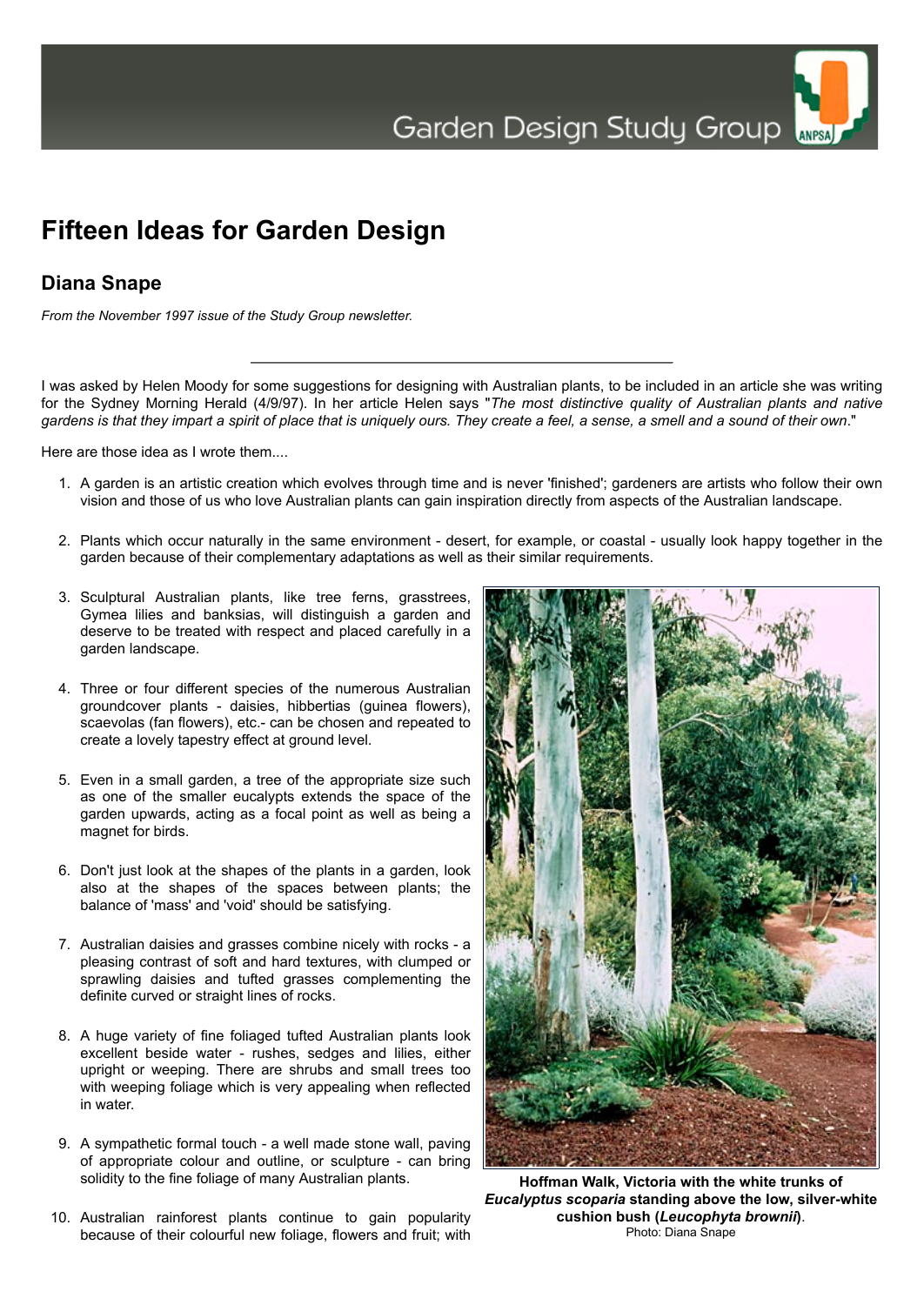# Fifteen Ideas for Garden Design

## Diana Snape

*From the November 1997 issue of the Study Group newsletter.*

---

I was asked by Helen Moody for some suggestions for designing with Australian plants, to be included in an article she was writing for the Sydney Morning Herald (4/9/97). In her article Helen says "*The most distinctive quality of Australian plants and native gardens is that they impart a spirit of place that is uniquely ours. They create a feel, a sense, a smell and a sound of their own*."

Here are those idea as I wrote them....

1. A garden is an artistic creation which evolves through time and is never 'finished'; gardeners are artists who follow their own vision and those of us who love Australian plants can gain inspiration directly from aspects of the Australian landscape.

2. Plants which occur naturally in the same environment - desert, for example, or coastal - usually look happy together in the garden because of their complementary adaptations as well as their similar requirements.

3. Sculptural Australian plants, like tree ferns, grasstrees, Gymea lilies and banksias, will distinguish a garden and deserve to be treated with respect and placed carefully in a garden landscape.

4. Three or four different species of the numerous Australian groundcover plants - daisies, hibbertias (guinea flowers), scaevolas (fan flowers), etc.- can be chosen and repeated to create a lovely tapestry effect at ground level.

5. Even in a small garden, a tree of the appropriate size such as one of the smaller eucalypts extends the space of the garden upwards, acting as a focal point as well as being a magnet for birds.

6. Don't just look at the shapes of the plants in a garden, look also at the shapes of the spaces between plants; the balance of 'mass' and 'void' should be satisfying.

7. Australian daisies and grasses combine nicely with rocks - a pleasing contrast of soft and hard textures, with clumped or sprawling daisies and tufted grasses complementing the definite curved or straight lines of rocks.

8. A huge variety of fine foliaged tufted Australian plants look excellent beside water - rushes, sedges and lilies, either upright or weeping. There are shrubs and small trees too with weeping foliage which is very appealing when reflected in water.

9. A sympathetic formal touch - a well made stone wall, paving of appropriate colour and outline, or sculpture - can bring solidity to the fine foliage of many Australian plants.

10. Australian rainforest plants continue to gain popularity because of their colourful new foliage, flowers and fruit; with

**Hoffman Walk, Victoria with the white trunks of *Eucalyptus scoparia* standing above the low, silver-white cushion bush (*Leucophyta brownii*)**.
Photo: Diana Snape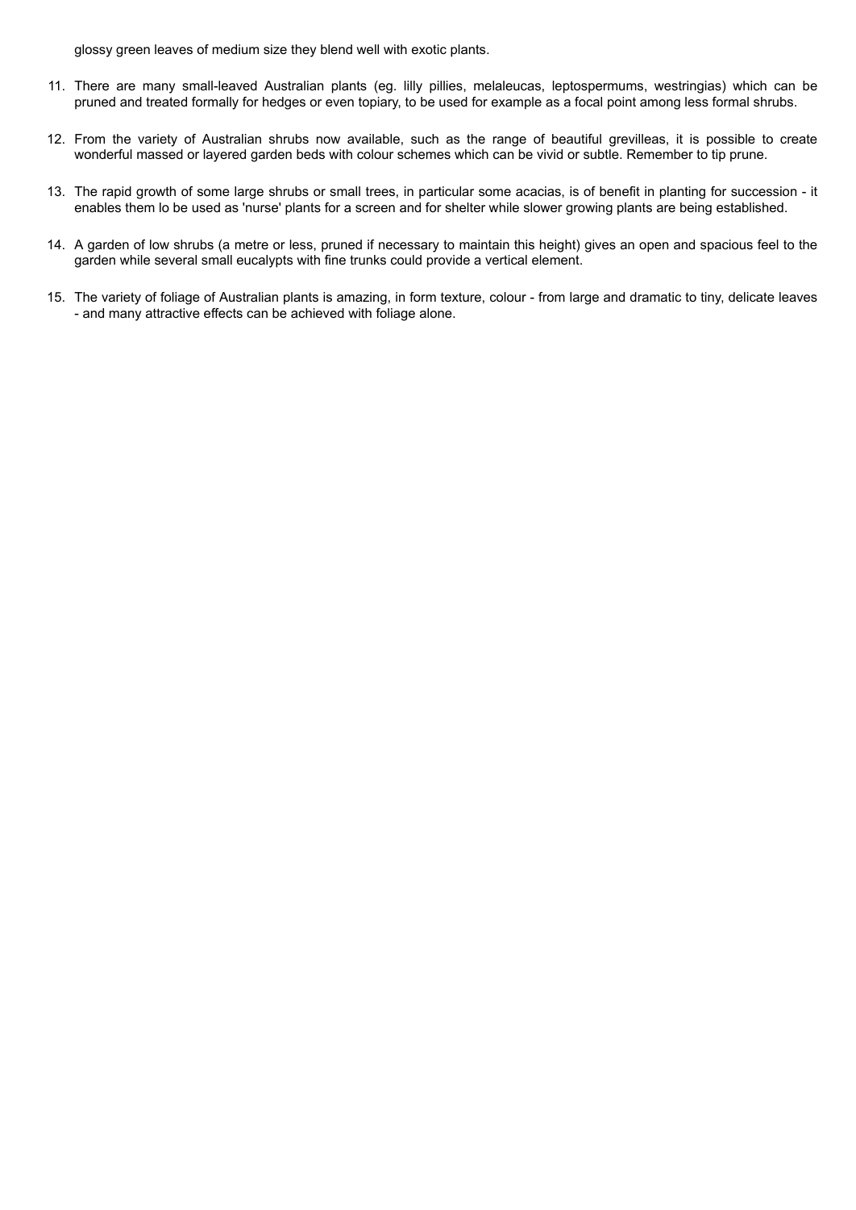glossy green leaves of medium size they blend well with exotic plants.

11. There are many small-leaved Australian plants (eg. lilly pillies, melaleucas, leptospermums, westringias) which can be pruned and treated formally for hedges or even topiary, to be used for example as a focal point among less formal shrubs.

12. From the variety of Australian shrubs now available, such as the range of beautiful grevilleas, it is possible to create wonderful massed or layered garden beds with colour schemes which can be vivid or subtle. Remember to tip prune.

13. The rapid growth of some large shrubs or small trees, in particular some acacias, is of benefit in planting for succession - it enables them lo be used as 'nurse' plants for a screen and for shelter while slower growing plants are being established.

14. A garden of low shrubs (a metre or less, pruned if necessary to maintain this height) gives an open and spacious feel to the garden while several small eucalypts with fine trunks could provide a vertical element.

15. The variety of foliage of Australian plants is amazing, in form texture, colour - from large and dramatic to tiny, delicate leaves - and many attractive effects can be achieved with foliage alone.